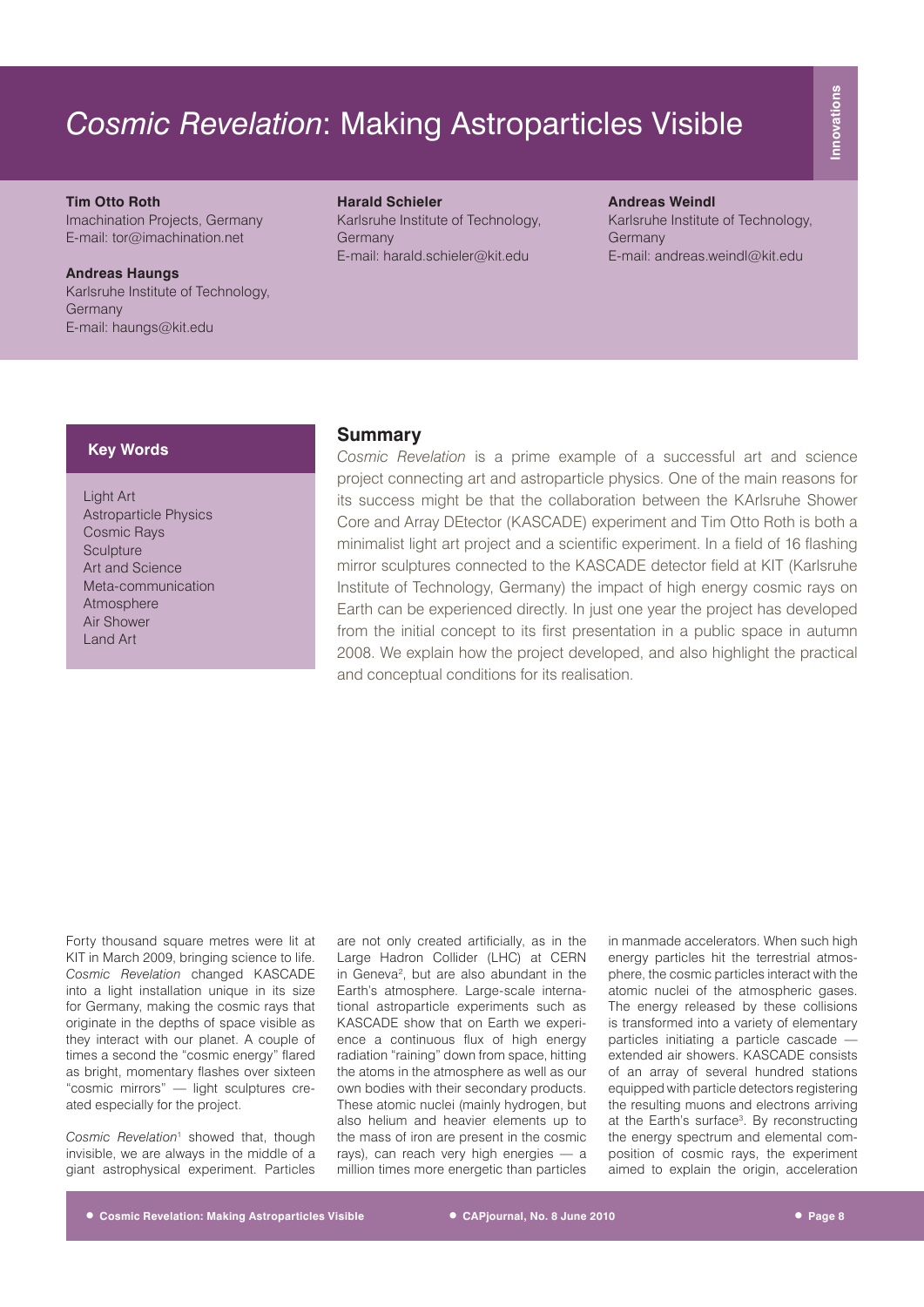# *Cosmic Revelation*: Making Astroparticles Visible

**Tim Otto Roth**
Imachination Projects, Germany
E-mail: tor@imachination.net

**Andreas Haungs**
Karlsruhe Institute of Technology, Germany
E-mail: haungs@kit.edu

**Harald Schieler**
Karlsruhe Institute of Technology, Germany
E-mail: harald.schieler@kit.edu

**Andreas Weindl**
Karlsruhe Institute of Technology, Germany
E-mail: andreas.weindl@kit.edu

### Key Words

Light Art
Astroparticle Physics
Cosmic Rays
Sculpture
Art and Science
Meta-communication
Atmosphere
Air Shower
Land Art

## Summary

*Cosmic Revelation* is a prime example of a successful art and science project connecting art and astroparticle physics. One of the main reasons for its success might be that the collaboration between the KArlsruhe Shower Core and Array DEtector (KASCADE) experiment and Tim Otto Roth is both a minimalist light art project and a scientific experiment. In a field of 16 flashing mirror sculptures connected to the KASCADE detector field at KIT (Karlsruhe Institute of Technology, Germany) the impact of high energy cosmic rays on Earth can be experienced directly. In just one year the project has developed from the initial concept to its first presentation in a public space in autumn 2008. We explain how the project developed, and also highlight the practical and conceptual conditions for its realisation.

Forty thousand square metres were lit at KIT in March 2009, bringing science to life. *Cosmic Revelation* changed KASCADE into a light installation unique in its size for Germany, making the cosmic rays that originate in the depths of space visible as they interact with our planet. A couple of times a second the "cosmic energy" flared as bright, momentary flashes over sixteen "cosmic mirrors" — light sculptures created especially for the project.

*Cosmic Revelation*[1] showed that, though invisible, we are always in the middle of a giant astrophysical experiment. Particles are not only created artificially, as in the Large Hadron Collider (LHC) at CERN in Geneva[2], but are also abundant in the Earth's atmosphere. Large-scale international astroparticle experiments such as KASCADE show that on Earth we experience a continuous flux of high energy radiation "raining" down from space, hitting the atoms in the atmosphere as well as our own bodies with their secondary products. These atomic nuclei (mainly hydrogen, but also helium and heavier elements up to the mass of iron are present in the cosmic rays), can reach very high energies — a million times more energetic than particles in manmade accelerators. When such high energy particles hit the terrestrial atmosphere, the cosmic particles interact with the atomic nuclei of the atmospheric gases. The energy released by these collisions is transformed into a variety of elementary particles initiating a particle cascade — extended air showers. KASCADE consists of an array of several hundred stations equipped with particle detectors registering the resulting muons and electrons arriving at the Earth's surface[3]. By reconstructing the energy spectrum and elemental composition of cosmic rays, the experiment aimed to explain the origin, acceleration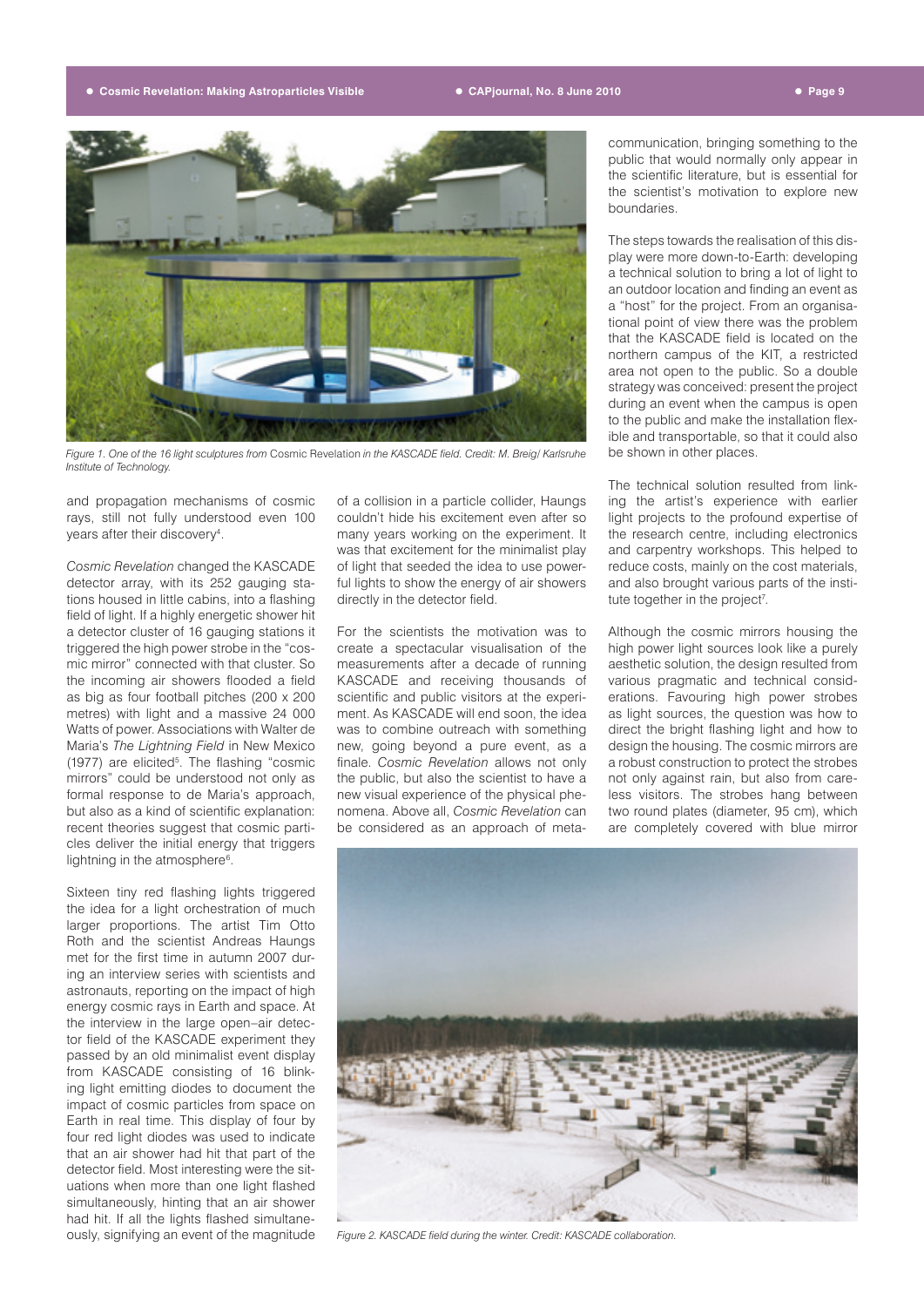Figure 1. One of the 16 light sculptures from *Cosmic Revelation* in the KASCADE field. Credit: M. Breig/ Karlsruhe Institute of Technology.

and propagation mechanisms of cosmic rays, still not fully understood even 100 years after their discovery[4].

*Cosmic Revelation* changed the KASCADE detector array, with its 252 gauging stations housed in little cabins, into a flashing field of light. If a highly energetic shower hit a detector cluster of 16 gauging stations it triggered the high power strobe in the "cosmic mirror" connected with that cluster. So the incoming air showers flooded a field as big as four football pitches (200 x 200 metres) with light and a massive 24 000 Watts of power. Associations with Walter de Maria's *The Lightning Field* in New Mexico (1977) are elicited[5]. The flashing "cosmic mirrors" could be understood not only as formal response to de Maria's approach, but also as a kind of scientific explanation: recent theories suggest that cosmic particles deliver the initial energy that triggers lightning in the atmosphere[6].

Sixteen tiny red flashing lights triggered the idea for a light orchestration of much larger proportions. The artist Tim Otto Roth and the scientist Andreas Haungs met for the first time in autumn 2007 during an interview series with scientists and astronauts, reporting on the impact of high energy cosmic rays in Earth and space. At the interview in the large open–air detector field of the KASCADE experiment they passed by an old minimalist event display from KASCADE consisting of 16 blinking light emitting diodes to document the impact of cosmic particles from space on Earth in real time. This display of four by four red light diodes was used to indicate that an air shower had hit that part of the detector field. Most interesting were the situations when more than one light flashed simultaneously, hinting that an air shower had hit. If all the lights flashed simultaneously, signifying an event of the magnitude of a collision in a particle collider, Haungs couldn't hide his excitement even after so many years working on the experiment. It was that excitement for the minimalist play of light that seeded the idea to use powerful lights to show the energy of air showers directly in the detector field.

For the scientists the motivation was to create a spectacular visualisation of the measurements after a decade of running KASCADE and receiving thousands of scientific and public visitors at the experiment. As KASCADE will end soon, the idea was to combine outreach with something new, going beyond a pure event, as a finale. *Cosmic Revelation* allows not only the public, but also the scientist to have a new visual experience of the physical phenomena. Above all, *Cosmic Revelation* can be considered as an approach of meta-communication, bringing something to the public that would normally only appear in the scientific literature, but is essential for the scientist's motivation to explore new boundaries.

The steps towards the realisation of this display were more down-to-Earth: developing a technical solution to bring a lot of light to an outdoor location and finding an event as a "host" for the project. From an organisational point of view there was the problem that the KASCADE field is located on the northern campus of the KIT, a restricted area not open to the public. So a double strategy was conceived: present the project during an event when the campus is open to the public and make the installation flexible and transportable, so that it could also be shown in other places.

The technical solution resulted from linking the artist's experience with earlier light projects to the profound expertise of the research centre, including electronics and carpentry workshops. This helped to reduce costs, mainly on the cost materials, and also brought various parts of the institute together in the project[7].

Although the cosmic mirrors housing the high power light sources look like a purely aesthetic solution, the design resulted from various pragmatic and technical considerations. Favouring high power strobes as light sources, the question was how to direct the bright flashing light and how to design the housing. The cosmic mirrors are a robust construction to protect the strobes not only against rain, but also from careless visitors. The strobes hang between two round plates (diameter, 95 cm), which are completely covered with blue mirror

Figure 2. KASCADE field during the winter. Credit: KASCADE collaboration.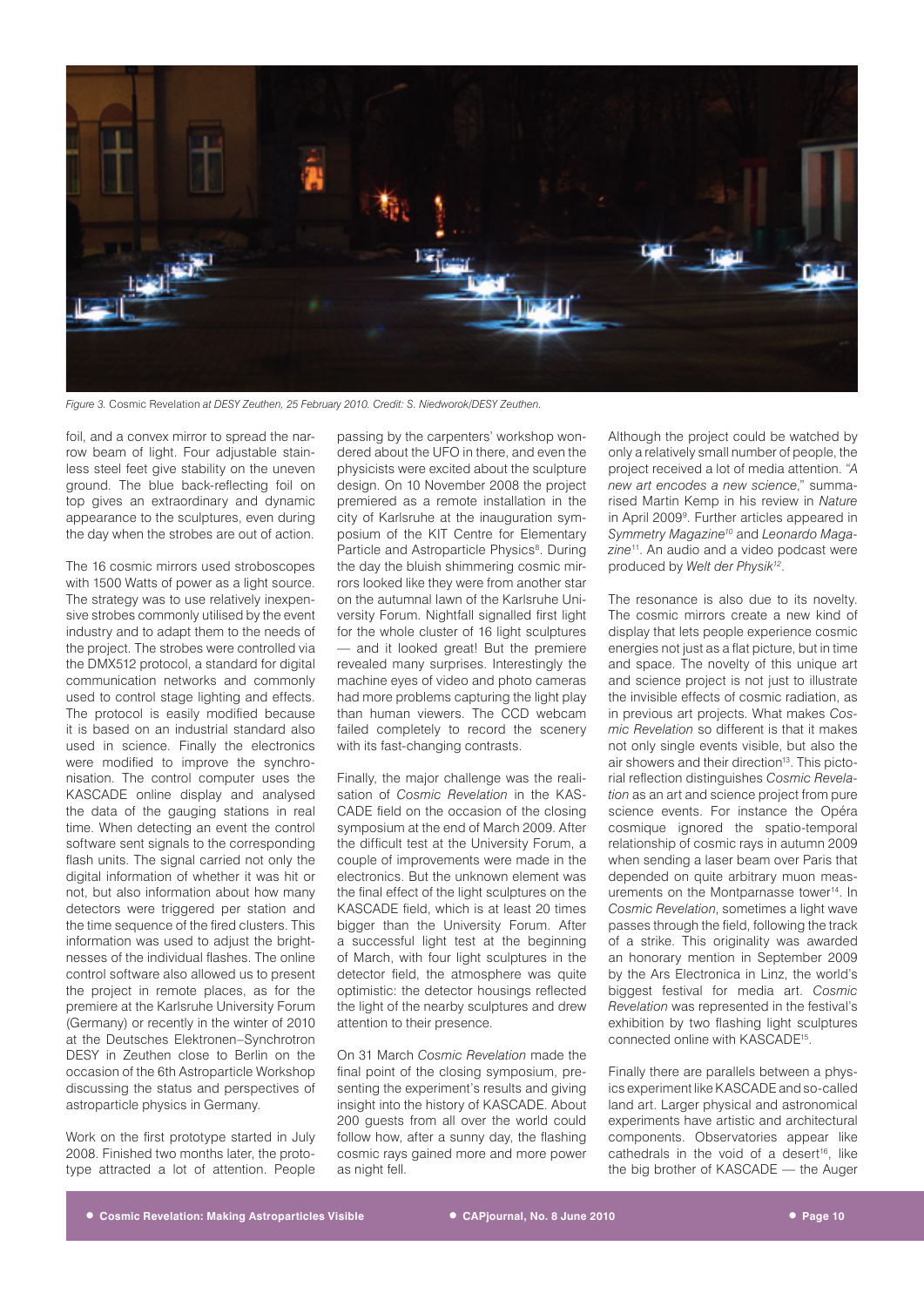*Figure 3.* Cosmic Revelation *at DESY Zeuthen, 25 February 2010. Credit: S. Niedworok/DESY Zeuthen.*

foil, and a convex mirror to spread the narrow beam of light. Four adjustable stainless steel feet give stability on the uneven ground. The blue back-reflecting foil on top gives an extraordinary and dynamic appearance to the sculptures, even during the day when the strobes are out of action.

The 16 cosmic mirrors used stroboscopes with 1500 Watts of power as a light source. The strategy was to use relatively inexpensive strobes commonly utilised by the event industry and to adapt them to the needs of the project. The strobes were controlled via the DMX512 protocol, a standard for digital communication networks and commonly used to control stage lighting and effects. The protocol is easily modified because it is based on an industrial standard also used in science. Finally the electronics were modified to improve the synchronisation. The control computer uses the KASCADE online display and analysed the data of the gauging stations in real time. When detecting an event the control software sent signals to the corresponding flash units. The signal carried not only the digital information of whether it was hit or not, but also information about how many detectors were triggered per station and the time sequence of the fired clusters. This information was used to adjust the brightnesses of the individual flashes. The online control software also allowed us to present the project in remote places, as for the premiere at the Karlsruhe University Forum (Germany) or recently in the winter of 2010 at the Deutsches Elektronen–Synchrotron DESY in Zeuthen close to Berlin on the occasion of the 6th Astroparticle Workshop discussing the status and perspectives of astroparticle physics in Germany.

Work on the first prototype started in July 2008. Finished two months later, the prototype attracted a lot of attention. People passing by the carpenters' workshop wondered about the UFO in there, and even the physicists were excited about the sculpture design. On 10 November 2008 the project premiered as a remote installation in the city of Karlsruhe at the inauguration symposium of the KIT Centre for Elementary Particle and Astroparticle Physics[8]. During the day the bluish shimmering cosmic mirrors looked like they were from another star on the autumnal lawn of the Karlsruhe University Forum. Nightfall signalled first light for the whole cluster of 16 light sculptures — and it looked great! But the premiere revealed many surprises. Interestingly the machine eyes of video and photo cameras had more problems capturing the light play than human viewers. The CCD webcam failed completely to record the scenery with its fast-changing contrasts.

Finally, the major challenge was the realisation of *Cosmic Revelation* in the KASCADE field on the occasion of the closing symposium at the end of March 2009. After the difficult test at the University Forum, a couple of improvements were made in the electronics. But the unknown element was the final effect of the light sculptures on the KASCADE field, which is at least 20 times bigger than the University Forum. After a successful light test at the beginning of March, with four light sculptures in the detector field, the atmosphere was quite optimistic: the detector housings reflected the light of the nearby sculptures and drew attention to their presence.

On 31 March *Cosmic Revelation* made the final point of the closing symposium, presenting the experiment's results and giving insight into the history of KASCADE. About 200 guests from all over the world could follow how, after a sunny day, the flashing cosmic rays gained more and more power as night fell.

Although the project could be watched by only a relatively small number of people, the project received a lot of media attention. "*A new art encodes a new science*," summarised Martin Kemp in his review in *Nature* in April 2009[9]. Further articles appeared in *Symmetry Magazine*[10] and *Leonardo Magazine*[11]. An audio and a video podcast were produced by *Welt der Physik*[12].

The resonance is also due to its novelty. The cosmic mirrors create a new kind of display that lets people experience cosmic energies not just as a flat picture, but in time and space. The novelty of this unique art and science project is not just to illustrate the invisible effects of cosmic radiation, as in previous art projects. What makes *Cosmic Revelation* so different is that it makes not only single events visible, but also the air showers and their direction[13]. This pictorial reflection distinguishes *Cosmic Revelation* as an art and science project from pure science events. For instance the Opéra cosmique ignored the spatio-temporal relationship of cosmic rays in autumn 2009 when sending a laser beam over Paris that depended on quite arbitrary muon measurements on the Montparnasse tower[14]. In *Cosmic Revelation*, sometimes a light wave passes through the field, following the track of a strike. This originality was awarded an honorary mention in September 2009 by the Ars Electronica in Linz, the world's biggest festival for media art. *Cosmic Revelation* was represented in the festival's exhibition by two flashing light sculptures connected online with KASCADE[15].

Finally there are parallels between a physics experiment like KASCADE and so-called land art. Larger physical and astronomical experiments have artistic and architectural components. Observatories appear like cathedrals in the void of a desert[16], like the big brother of KASCADE — the Auger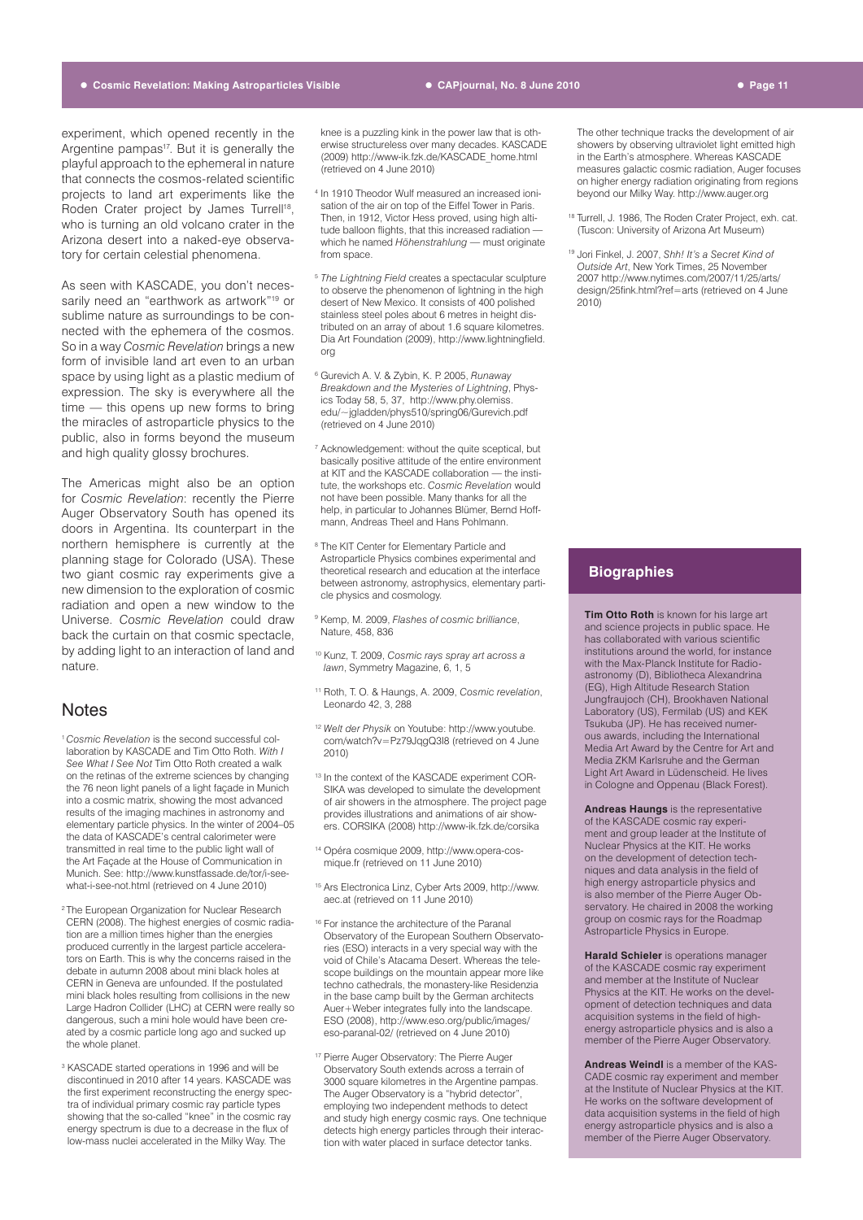experiment, which opened recently in the Argentine pampas[17]. But it is generally the playful approach to the ephemeral in nature that connects the cosmos-related scientific projects to land art experiments like the Roden Crater project by James Turrell[18], who is turning an old volcano crater in the Arizona desert into a naked-eye observatory for certain celestial phenomena.

As seen with KASCADE, you don't necessarily need an "earthwork as artwork"[19] or sublime nature as surroundings to be connected with the ephemera of the cosmos. So in a way *Cosmic Revelation* brings a new form of invisible land art even to an urban space by using light as a plastic medium of expression. The sky is everywhere all the time — this opens up new forms to bring the miracles of astroparticle physics to the public, also in forms beyond the museum and high quality glossy brochures.

The Americas might also be an option for *Cosmic Revelation*: recently the Pierre Auger Observatory South has opened its doors in Argentina. Its counterpart in the northern hemisphere is currently at the planning stage for Colorado (USA). These two giant cosmic ray experiments give a new dimension to the exploration of cosmic radiation and open a new window to the Universe. *Cosmic Revelation* could draw back the curtain on that cosmic spectacle, by adding light to an interaction of land and nature.

## Notes

[1] *Cosmic Revelation* is the second successful collaboration by KASCADE and Tim Otto Roth. *With I See What I See Not* Tim Otto Roth created a walk on the retinas of the extreme sciences by changing the 76 neon light panels of a light façade in Munich into a cosmic matrix, showing the most advanced results of the imaging machines in astronomy and elementary particle physics. In the winter of 2004–05 the data of KASCADE's central calorimeter were transmitted in real time to the public light wall of the Art Façade at the House of Communication in Munich. See: http://www.kunstfassade.de/tor/i-see-what-i-see-not.html (retrieved on 4 June 2010)

[2] The European Organization for Nuclear Research CERN (2008). The highest energies of cosmic radiation are a million times higher than the energies produced currently in the largest particle accelerators on Earth. This is why the concerns raised in the debate in autumn 2008 about mini black holes at CERN in Geneva are unfounded. If the postulated mini black holes resulting from collisions in the new Large Hadron Collider (LHC) at CERN were really so dangerous, such a mini hole would have been created by a cosmic particle long ago and sucked up the whole planet.

[3] KASCADE started operations in 1996 and will be discontinued in 2010 after 14 years. KASCADE was the first experiment reconstructing the energy spectra of individual primary cosmic ray particle types showing that the so-called "knee" in the cosmic ray energy spectrum is due to a decrease in the flux of low-mass nuclei accelerated in the Milky Way. The knee is a puzzling kink in the power law that is otherwise structureless over many decades. KASCADE (2009) http://www-ik.fzk.de/KASCADE_home.html (retrieved on 4 June 2010)

[4] In 1910 Theodor Wulf measured an increased ionisation of the air on top of the Eiffel Tower in Paris. Then, in 1912, Victor Hess proved, using high altitude balloon flights, that this increased radiation — which he named *Höhenstrahlung* — must originate from space.

[5] *The Lightning Field* creates a spectacular sculpture to observe the phenomenon of lightning in the high desert of New Mexico. It consists of 400 polished stainless steel poles about 6 metres in height distributed on an array of about 1.6 square kilometres. Dia Art Foundation (2009), http://www.lightningfield.org

[6] Gurevich A. V. & Zybin, K. P. 2005, *Runaway Breakdown and the Mysteries of Lightning*, Physics Today 58, 5, 37, http://www.phy.olemiss.edu/~jgladden/phys510/spring06/Gurevich.pdf (retrieved on 4 June 2010)

[7] Acknowledgement: without the quite sceptical, but basically positive attitude of the entire environment at KIT and the KASCADE collaboration — the institute, the workshops etc. *Cosmic Revelation* would not have been possible. Many thanks for all the help, in particular to Johannes Blümer, Bernd Hoffmann, Andreas Theel and Hans Pohlmann.

[8] The KIT Center for Elementary Particle and Astroparticle Physics combines experimental and theoretical research and education at the interface between astronomy, astrophysics, elementary particle physics and cosmology.

[9] Kemp, M. 2009, *Flashes of cosmic brilliance*, Nature, 458, 836

[10] Kunz, T. 2009, *Cosmic rays spray art across a lawn*, Symmetry Magazine, 6, 1, 5

[11] Roth, T. O. & Haungs, A. 2009, *Cosmic revelation*, Leonardo 42, 3, 288

[12] *Welt der Physik* on Youtube: http://www.youtube.com/watch?v=Pz79JqgQ3l8 (retrieved on 4 June 2010)

[13] In the context of the KASCADE experiment CORSIKA was developed to simulate the development of air showers in the atmosphere. The project page provides illustrations and animations of air showers. CORSIKA (2008) http://www-ik.fzk.de/corsika

[14] Opéra cosmique 2009, http://www.opera-cosmique.fr (retrieved on 11 June 2010)

[15] Ars Electronica Linz, Cyber Arts 2009, http://www.aec.at (retrieved on 11 June 2010)

[16] For instance the architecture of the Paranal Observatory of the European Southern Observatories (ESO) interacts in a very special way with the void of Chile's Atacama Desert. Whereas the telescope buildings on the mountain appear more like techno cathedrals, the monastery-like Residenzia in the base camp built by the German architects Auer+Weber integrates fully into the landscape. ESO (2008), http://www.eso.org/public/images/eso-paranal-02/ (retrieved on 4 June 2010)

[17] Pierre Auger Observatory: The Pierre Auger Observatory South extends across a terrain of 3000 square kilometres in the Argentine pampas. The Auger Observatory is a "hybrid detector", employing two independent methods to detect and study high energy cosmic rays. One technique detects high energy particles through their interaction with water placed in surface detector tanks. The other technique tracks the development of air showers by observing ultraviolet light emitted high in the Earth's atmosphere. Whereas KASCADE measures galactic cosmic radiation, Auger focuses on higher energy radiation originating from regions beyond our Milky Way. http://www.auger.org

[18] Turrell, J. 1986, The Roden Crater Project, exh. cat. (Tuscon: University of Arizona Art Museum)

[19] Jori Finkel, J. 2007, *Shh! It's a Secret Kind of Outside Art*, New York Times, 25 November 2007 http://www.nytimes.com/2007/11/25/arts/design/25fink.html?ref=arts (retrieved on 4 June 2010)

## Biographies

**Tim Otto Roth** is known for his large art and science projects in public space. He has collaborated with various scientific institutions around the world, for instance with the Max-Planck Institute for Radioastronomy (D), Bibliotheca Alexandrina (EG), High Altitude Research Station Jungfraujoch (CH), Brookhaven National Laboratory (US), Fermilab (US) and KEK Tsukuba (JP). He has received numerous awards, including the International Media Art Award by the Centre for Art and Media ZKM Karlsruhe and the German Light Art Award in Lüdenscheid. He lives in Cologne and Oppenau (Black Forest).

**Andreas Haungs** is the representative of the KASCADE cosmic ray experiment and group leader at the Institute of Nuclear Physics at the KIT. He works on the development of detection techniques and data analysis in the field of high energy astroparticle physics and is also member of the Pierre Auger Observatory. He chaired in 2008 the working group on cosmic rays for the Roadmap Astroparticle Physics in Europe.

**Harald Schieler** is operations manager of the KASCADE cosmic ray experiment and member at the Institute of Nuclear Physics at the KIT. He works on the development of detection techniques and data acquisition systems in the field of high-energy astroparticle physics and is also a member of the Pierre Auger Observatory.

**Andreas Weindl** is a member of the KASCADE cosmic ray experiment and member at the Institute of Nuclear Physics at the KIT. He works on the software development of data acquisition systems in the field of high energy astroparticle physics and is also a member of the Pierre Auger Observatory.